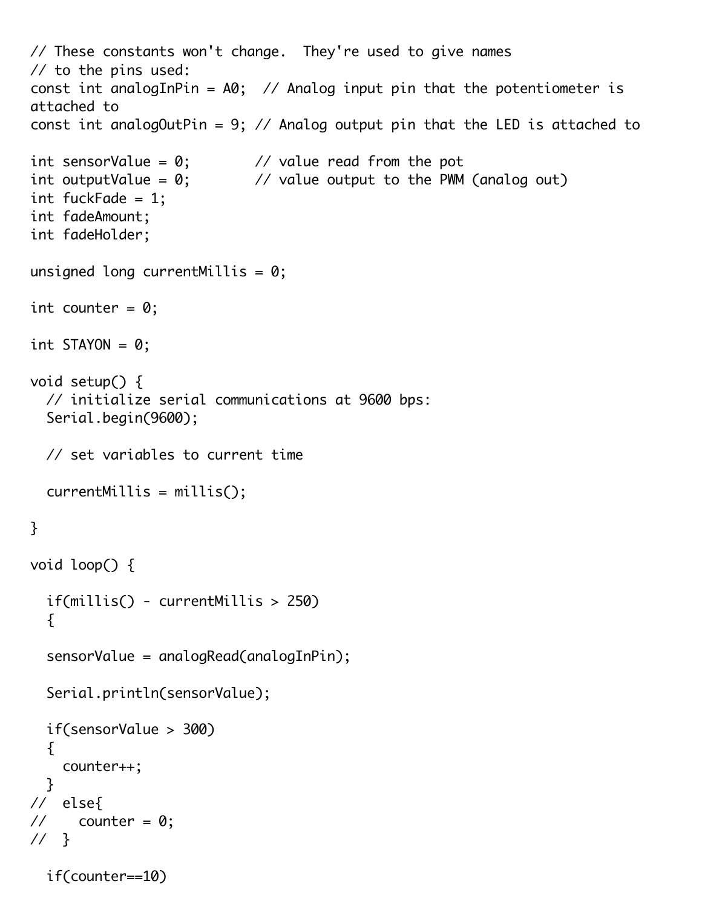```
// These constants won't change.  They're used to give names
// to the pins used:
const int analogInPin = A0;  // Analog input pin that the potentiometer is
attached to
const int analogOutPin = 9; // Analog output pin that the LED is attached to

int sensorValue = 0;        // value read from the pot
int outputValue = 0;        // value output to the PWM (analog out)
int fuckFade = 1;
int fadeAmount;
int fadeHolder;

unsigned long currentMillis = 0;

int counter = 0;

int STAYON = 0;

void setup() {
  // initialize serial communications at 9600 bps:
  Serial.begin(9600);

  // set variables to current time

  currentMillis = millis();

}

void loop() {

  if(millis() - currentMillis > 250)
  {

  sensorValue = analogRead(analogInPin);

  Serial.println(sensorValue);

  if(sensorValue > 300)
  {
    counter++;
  }
//  else{
//    counter = 0;
//  }

  if(counter==10)
```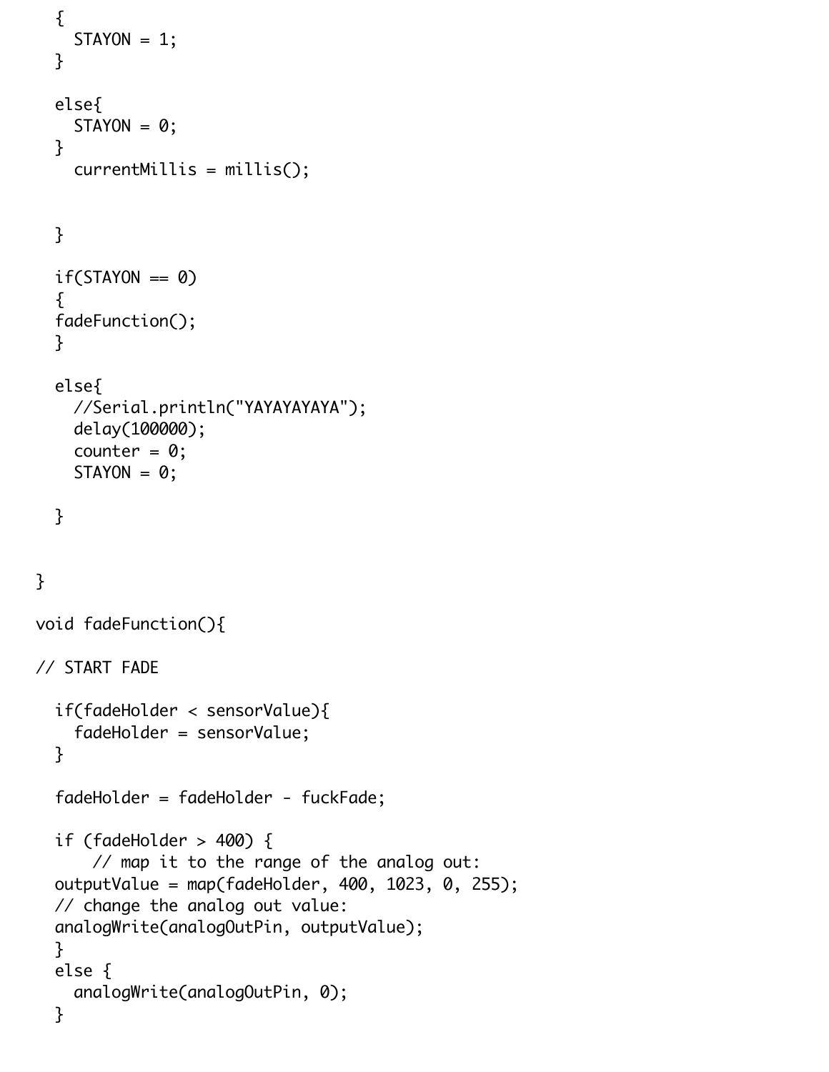```
  {
    STAYON = 1;
  }

  else{
    STAYON = 0;
  }
    currentMillis = millis();


  }

  if(STAYON == 0)
  {
  fadeFunction();
  }

  else{
    //Serial.println("YAYAYAYAYA");
    delay(100000);
    counter = 0;
    STAYON = 0;

  }


}

void fadeFunction(){

// START FADE

  if(fadeHolder < sensorValue){
    fadeHolder = sensorValue;
  }

  fadeHolder = fadeHolder - fuckFade;

  if (fadeHolder > 400) {
      // map it to the range of the analog out:
  outputValue = map(fadeHolder, 400, 1023, 0, 255);
  // change the analog out value:
  analogWrite(analogOutPin, outputValue);
  }
  else {
    analogWrite(analogOutPin, 0);
  }
```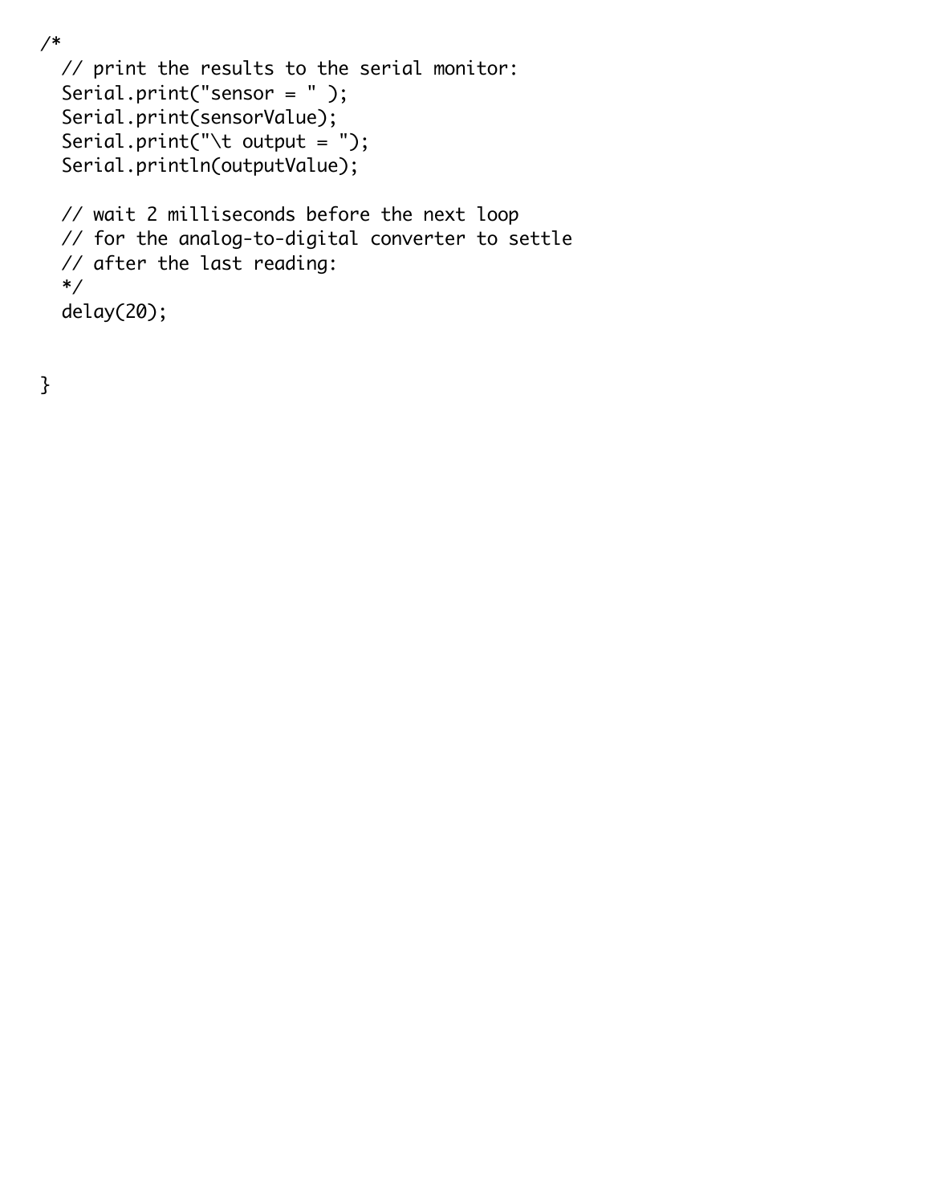```
/*
  // print the results to the serial monitor:
  Serial.print("sensor = " );
  Serial.print(sensorValue);
  Serial.print("\t output = ");
  Serial.println(outputValue);

  // wait 2 milliseconds before the next loop
  // for the analog-to-digital converter to settle
  // after the last reading:
  */
  delay(20);


}
```